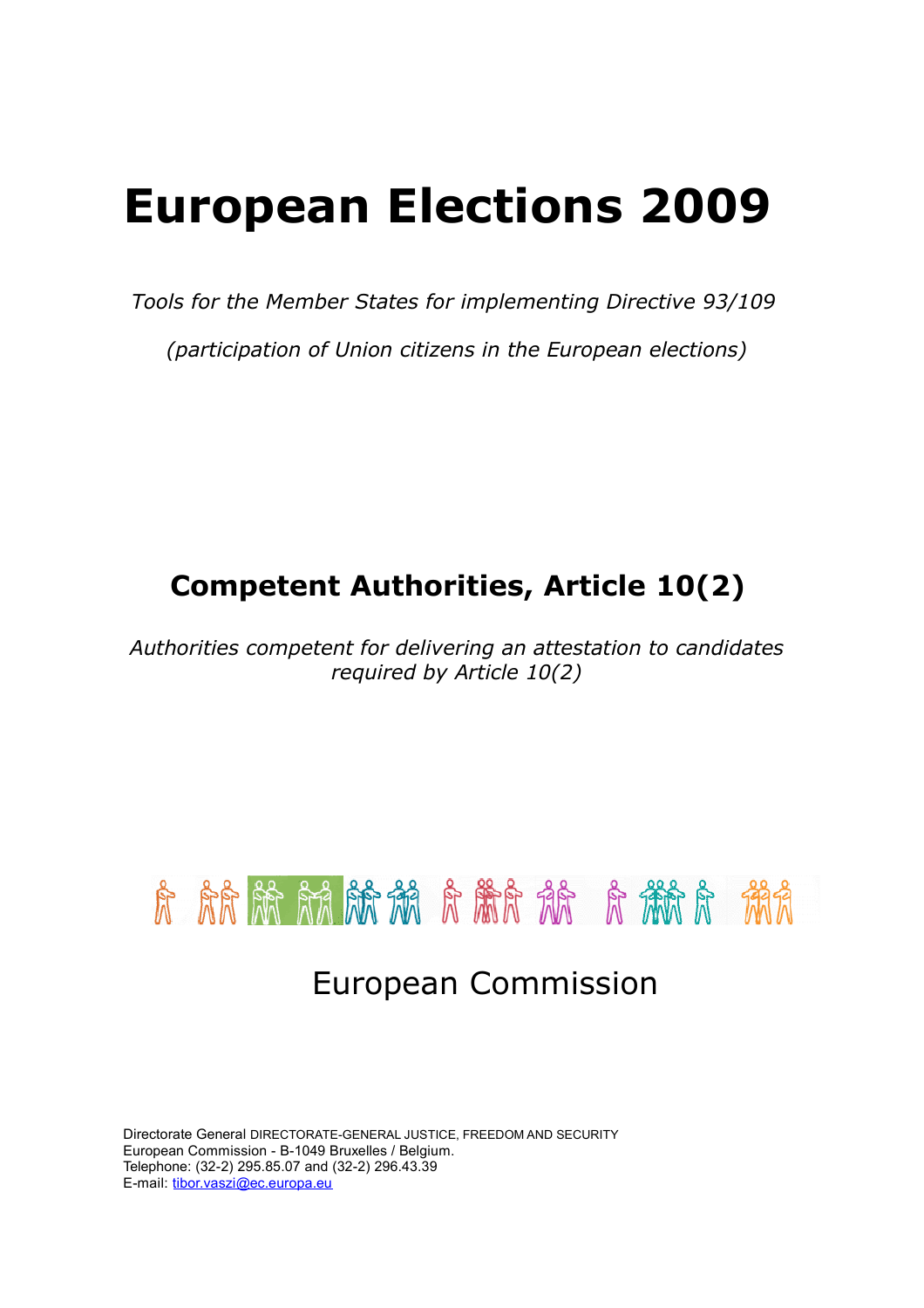# European Elections 2009

*Tools for the Member States for implementing Directive 93/109*

*(participation of Union citizens in the European elections)*

## Competent Authorities, Article 10(2)

*Authorities competent for delivering an attestation to candidates required by Article 10(2)*

European Commission

Directorate General DIRECTORATE-GENERAL JUSTICE, FREEDOM AND SECURITY
European Commission - B-1049 Bruxelles / Belgium.
Telephone: (32-2) 295.85.07 and (32-2) 296.43.39
E-mail: tibor.vaszi@ec.europa.eu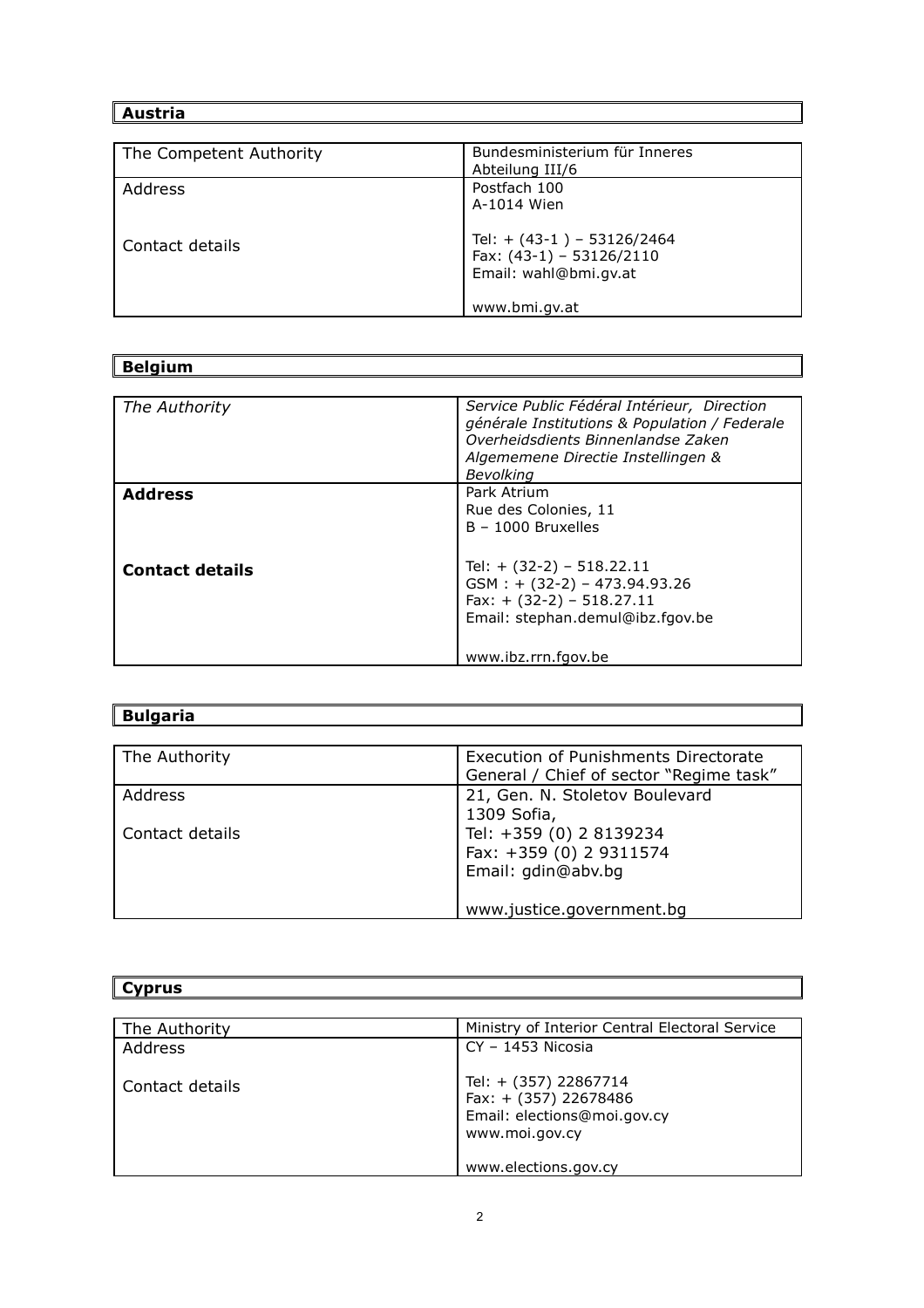**Austria**

| The Competent Authority | Bundesministerium für Inneres<br>Abteilung III/6 |
|---|---|
| Address | Postfach 100<br>A-1014 Wien |
| Contact details | Tel: + (43-1 ) – 53126/2464<br>Fax: (43-1) – 53126/2110<br>Email: wahl@bmi.gv.at<br><br>www.bmi.gv.at |

**Belgium**

| *The Authority* | *Service Public Fédéral Intérieur, Direction générale Institutions & Population / Federale Overheidsdients Binnenlandse Zaken Algememene Directie Instellingen & Bevolking* |
|---|---|
| **Address** | Park Atrium<br>Rue des Colonies, 11<br>B – 1000 Bruxelles |
| **Contact details** | Tel: + (32-2) – 518.22.11<br>GSM : + (32-2) – 473.94.93.26<br>Fax: + (32-2) – 518.27.11<br>Email: stephan.demul@ibz.fgov.be<br><br>www.ibz.rrn.fgov.be |

**Bulgaria**

| The Authority | Execution of Punishments Directorate General / Chief of sector "Regime task" |
|---|---|
| Address | 21, Gen. N. Stoletov Boulevard<br>1309 Sofia, |
| Contact details | Tel: +359 (0) 2 8139234<br>Fax: +359 (0) 2 9311574<br>Email: gdin@abv.bg<br><br>www.justice.government.bg |

**Cyprus**

| The Authority | Ministry of Interior Central Electoral Service |
|---|---|
| Address | CY – 1453 Nicosia |
| Contact details | Tel: + (357) 22867714<br>Fax: + (357) 22678486<br>Email: elections@moi.gov.cy<br>www.moi.gov.cy<br><br>www.elections.gov.cy |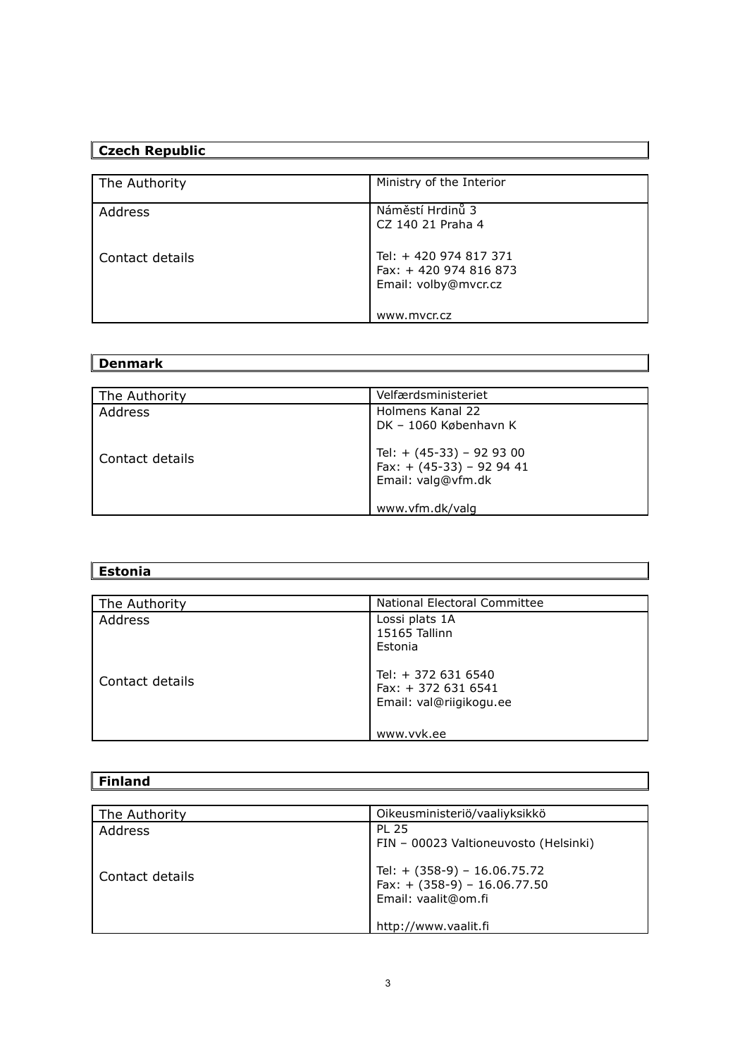| **Czech Republic** | |
|---|---|
| The Authority | Ministry of the Interior |
| Address | Náměstí Hrdinů 3<br>CZ 140 21 Praha 4 |
| Contact details | Tel: + 420 974 817 371<br>Fax: + 420 974 816 873<br>Email: volby@mvcr.cz<br><br>www.mvcr.cz |

| **Denmark** | |
|---|---|
| The Authority | Velfærdsministeriet |
| Address | Holmens Kanal 22<br>DK – 1060 København K |
| Contact details | Tel: + (45-33) – 92 93 00<br>Fax: + (45-33) – 92 94 41<br>Email: valg@vfm.dk<br><br>www.vfm.dk/valg |

| **Estonia** | |
|---|---|
| The Authority | National Electoral Committee |
| Address | Lossi plats 1A<br>15165 Tallinn<br>Estonia |
| Contact details | Tel: + 372 631 6540<br>Fax: + 372 631 6541<br>Email: val@riigikogu.ee<br><br>www.vvk.ee |

| **Finland** | |
|---|---|
| The Authority | Oikeusministeriö/vaaliyksikkö |
| Address | PL 25<br>FIN – 00023 Valtioneuvosto (Helsinki) |
| Contact details | Tel: + (358-9) – 16.06.75.72<br>Fax: + (358-9) – 16.06.77.50<br>Email: vaalit@om.fi<br><br>http://www.vaalit.fi |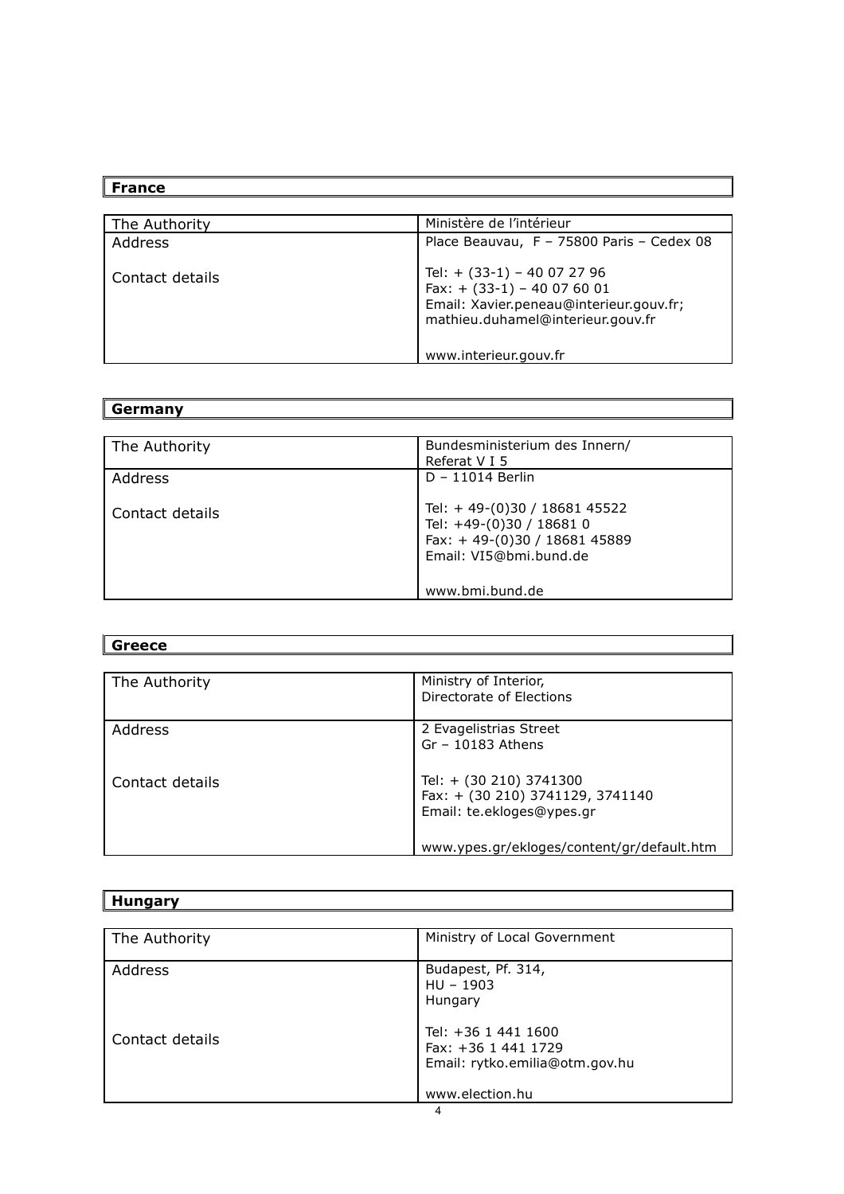## France

| The Authority | Ministère de l'intérieur |
|---|---|
| Address | Place Beauvau, F – 75800 Paris – Cedex 08 |
| Contact details | Tel: + (33-1) – 40 07 27 96<br>Fax: + (33-1) – 40 07 60 01<br>Email: Xavier.peneau@interieur.gouv.fr; mathieu.duhamel@interieur.gouv.fr<br><br>www.interieur.gouv.fr |

## Germany

| The Authority | Bundesministerium des Innern/<br>Referat V I 5 |
|---|---|
| Address | D – 11014 Berlin |
| Contact details | Tel: + 49-(0)30 / 18681 45522<br>Tel: +49-(0)30 / 18681 0<br>Fax: + 49-(0)30 / 18681 45889<br>Email: VI5@bmi.bund.de<br><br>www.bmi.bund.de |

## Greece

| The Authority | Ministry of Interior,<br>Directorate of Elections |
|---|---|
| Address | 2 Evagelistrias Street<br>Gr – 10183 Athens |
| Contact details | Tel: + (30 210) 3741300<br>Fax: + (30 210) 3741129, 3741140<br>Email: te.ekloges@ypes.gr<br><br>www.ypes.gr/ekloges/content/gr/default.htm |

## Hungary

| The Authority | Ministry of Local Government |
|---|---|
| Address | Budapest, Pf. 314,<br>HU – 1903<br>Hungary |
| Contact details | Tel: +36 1 441 1600<br>Fax: +36 1 441 1729<br>Email: rytko.emilia@otm.gov.hu<br><br>www.election.hu |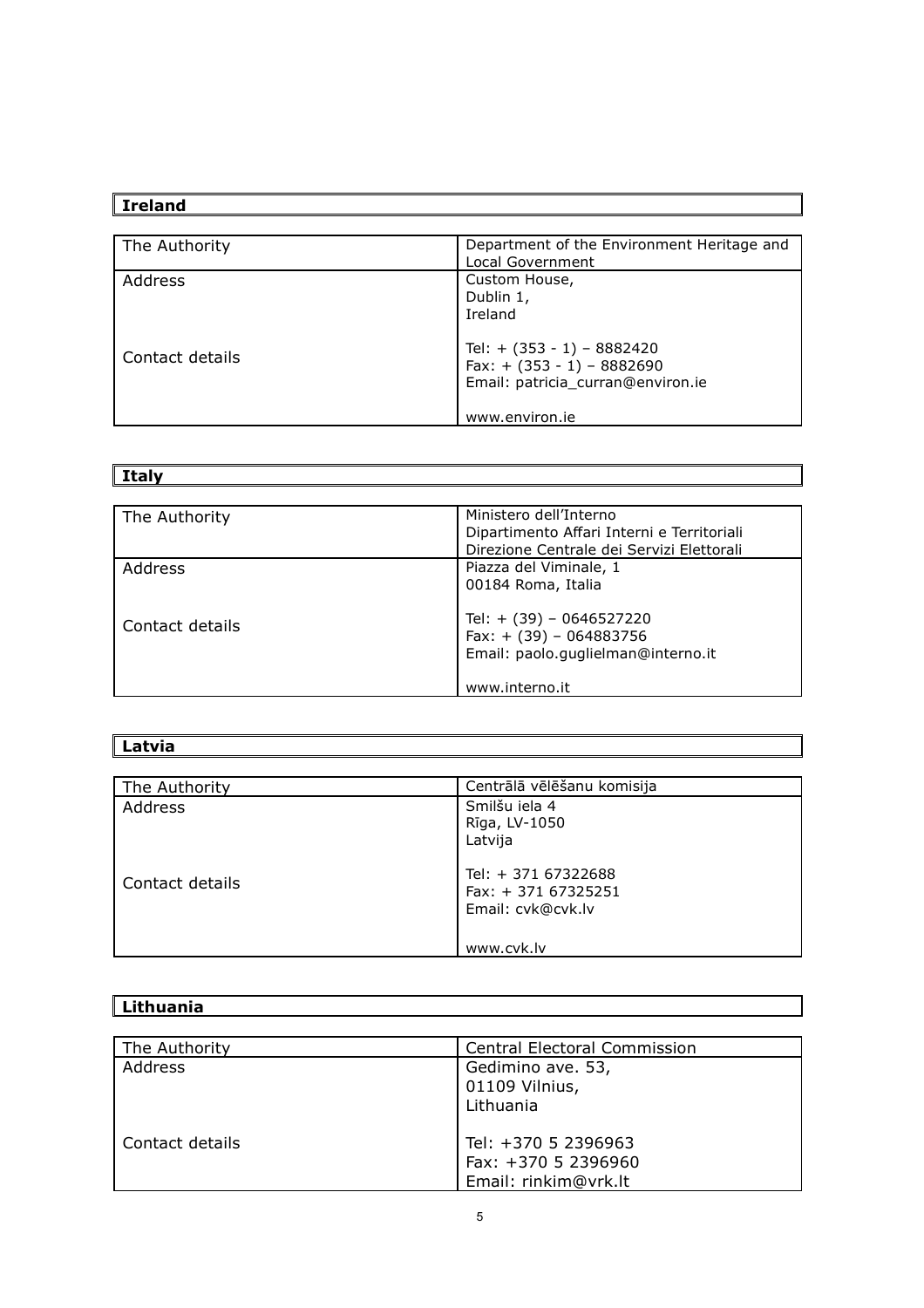**Ireland**

| The Authority | Department of the Environment Heritage and Local Government |
|---|---|
| Address | Custom House,<br>Dublin 1,<br>Ireland |
| Contact details | Tel: + (353 - 1) – 8882420<br>Fax: + (353 - 1) – 8882690<br>Email: patricia_curran@environ.ie<br><br>www.environ.ie |

**Italy**

| The Authority | Ministero dell’Interno<br>Dipartimento Affari Interni e Territoriali<br>Direzione Centrale dei Servizi Elettorali |
|---|---|
| Address | Piazza del Viminale, 1<br>00184 Roma, Italia |
| Contact details | Tel: + (39) – 0646527220<br>Fax: + (39) – 064883756<br>Email: paolo.guglielman@interno.it<br><br>www.interno.it |

**Latvia**

| The Authority | Centrālā vēlēšanu komisija |
|---|---|
| Address | Smilšu iela 4<br>Rīga, LV-1050<br>Latvija |
| Contact details | Tel: + 371 67322688<br>Fax: + 371 67325251<br>Email: cvk@cvk.lv<br><br>www.cvk.lv |

**Lithuania**

| The Authority | Central Electoral Commission |
|---|---|
| Address | Gedimino ave. 53,<br>01109 Vilnius,<br>Lithuania |
| Contact details | Tel: +370 5 2396963<br>Fax: +370 5 2396960<br>Email: rinkim@vrk.lt |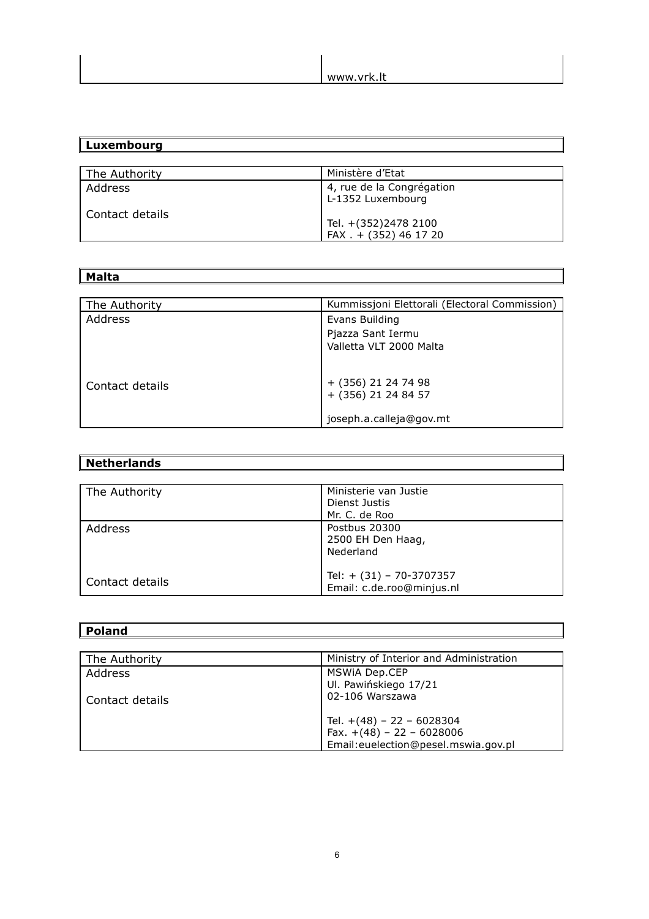| | www.vrk.lt |
|---|---|

| **Luxembourg** | |
|---|---|
| The Authority | Ministère d'Etat |
| Address | 4, rue de la Congrégation<br>L-1352 Luxembourg |
| Contact details | Tel. +(352)2478 2100<br>FAX . + (352) 46 17 20 |

| **Malta** | |
|---|---|
| The Authority | Kummissjoni Elettorali (Electoral Commission) |
| Address | Evans Building<br>Pjazza Sant Iermu<br>Valletta VLT 2000 Malta |
| Contact details | + (356) 21 24 74 98<br>+ (356) 21 24 84 57<br><br>joseph.a.calleja@gov.mt |

| **Netherlands** | |
|---|---|
| The Authority | Ministerie van Justie<br>Dienst Justis<br>Mr. C. de Roo |
| Address | Postbus 20300<br>2500 EH Den Haag,<br>Nederland |
| Contact details | Tel: + (31) – 70-3707357<br>Email: c.de.roo@minjus.nl |

| **Poland** | |
|---|---|
| The Authority | Ministry of Interior and Administration |
| Address | MSWiA Dep.CEP<br>Ul. Pawińskiego 17/21<br>02-106 Warszawa |
| Contact details | Tel. +(48) – 22 – 6028304<br>Fax. +(48) – 22 – 6028006<br>Email:euelection@pesel.mswia.gov.pl |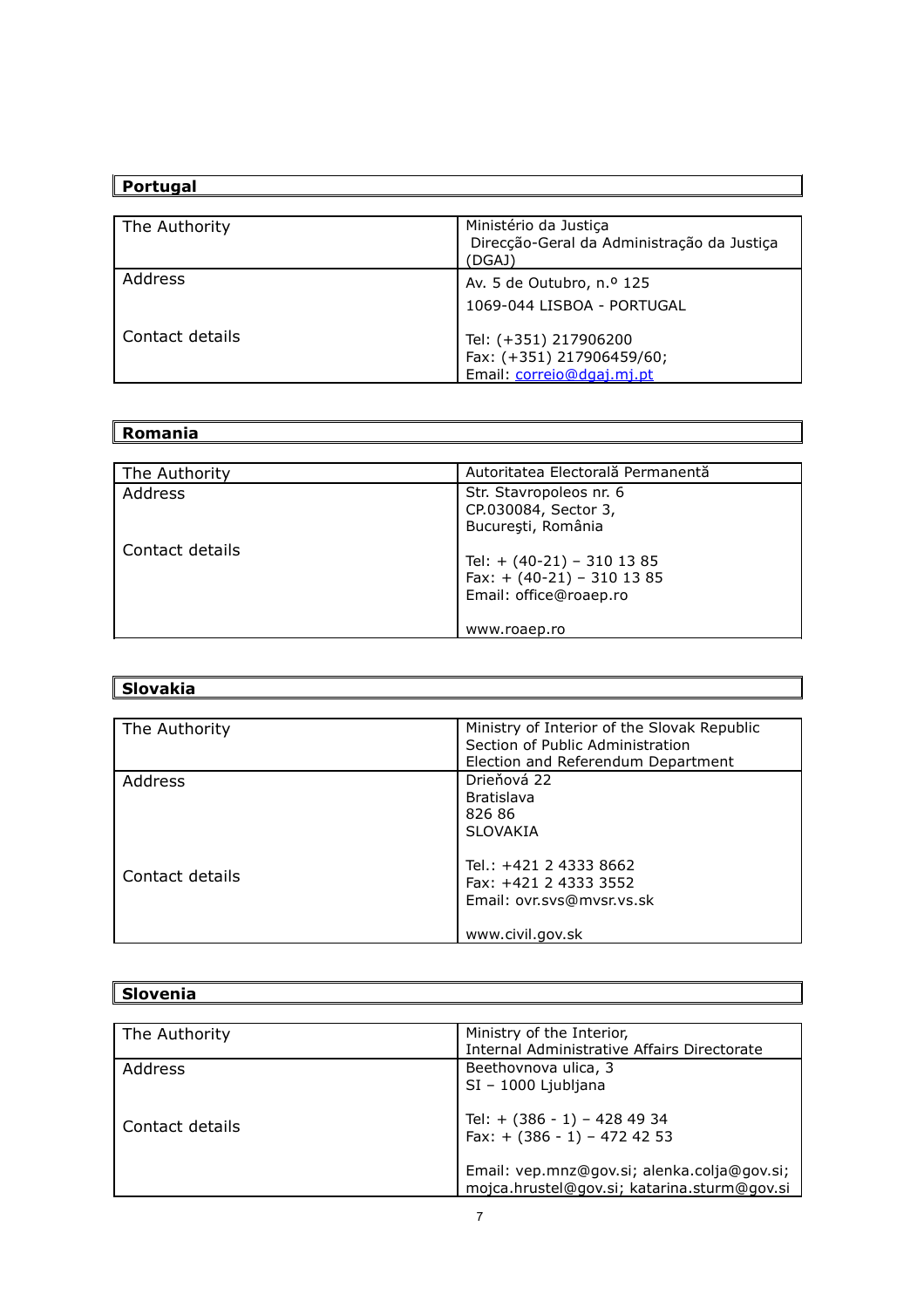| **Portugal** | |
|---|---|
| The Authority | Ministério da Justiça<br>Direcção-Geral da Administração da Justiça (DGAJ) |
| Address | Av. 5 de Outubro, n.º 125<br>1069-044 LISBOA - PORTUGAL |
| Contact details | Tel: (+351) 217906200<br>Fax: (+351) 217906459/60;<br>Email: correio@dgaj.mj.pt |

| **Romania** | |
|---|---|
| The Authority | Autoritatea Electorală Permanentă |
| Address | Str. Stavropoleos nr. 6<br>CP.030084, Sector 3,<br>Bucureşti, România |
| Contact details | Tel: + (40-21) – 310 13 85<br>Fax: + (40-21) – 310 13 85<br>Email: office@roaep.ro<br><br>www.roaep.ro |

| **Slovakia** | |
|---|---|
| The Authority | Ministry of Interior of the Slovak Republic<br>Section of Public Administration<br>Election and Referendum Department |
| Address | Drieňová 22<br>Bratislava<br>826 86<br>SLOVAKIA |
| Contact details | Tel.: +421 2 4333 8662<br>Fax: +421 2 4333 3552<br>Email: ovr.svs@mvsr.vs.sk<br><br>www.civil.gov.sk |

| **Slovenia** | |
|---|---|
| The Authority | Ministry of the Interior,<br>Internal Administrative Affairs Directorate |
| Address | Beethovnova ulica, 3<br>SI – 1000 Ljubljana |
| Contact details | Tel: + (386 - 1) – 428 49 34<br>Fax: + (386 - 1) – 472 42 53<br><br>Email: vep.mnz@gov.si; alenka.colja@gov.si; mojca.hrustel@gov.si; katarina.sturm@gov.si |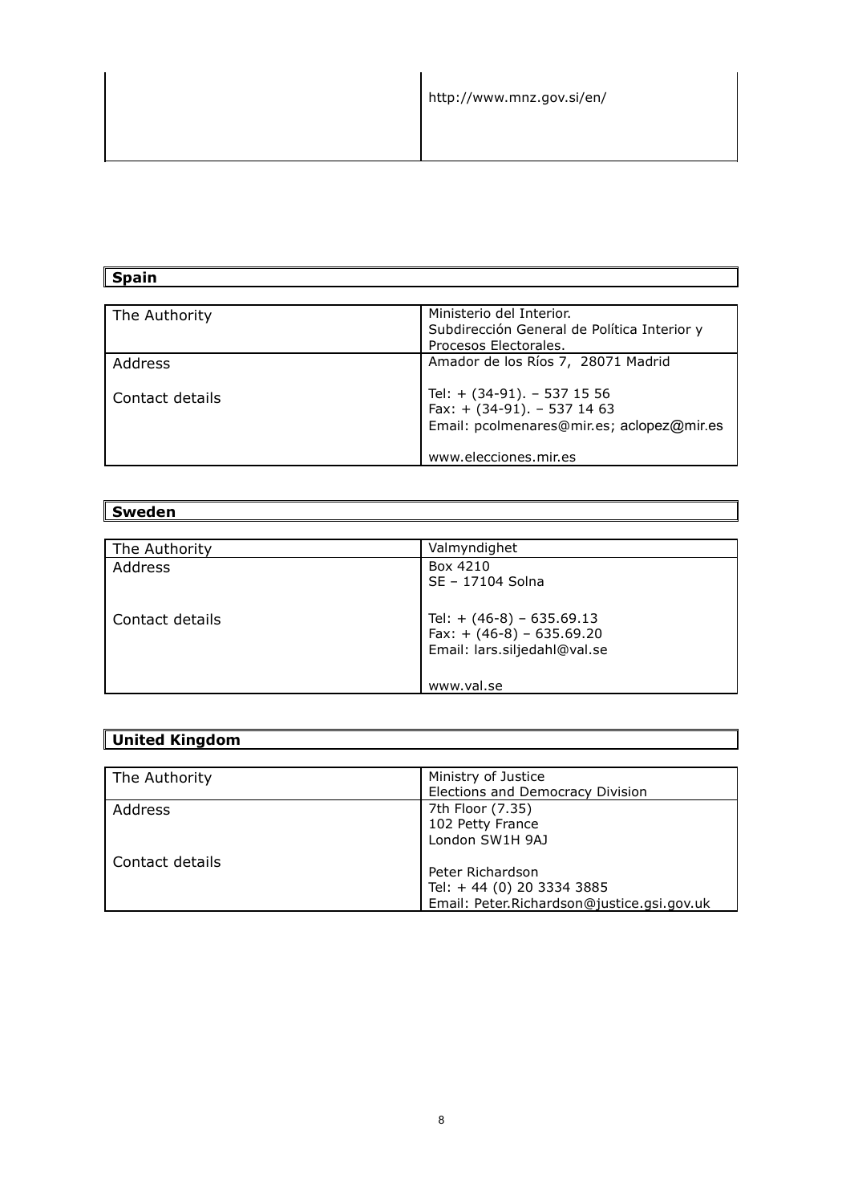| | |
|---|---|
| | http://www.mnz.gov.si/en/ |

| Spain |
|---|

| | |
|---|---|
| The Authority | Ministerio del Interior.<br>Subdirección General de Política Interior y Procesos Electorales. |
| Address | Amador de los Ríos 7, 28071 Madrid |
| Contact details | Tel: + (34-91). – 537 15 56<br>Fax: + (34-91). – 537 14 63<br>Email: pcolmenares@mir.es; aclopez@mir.es<br><br>www.elecciones.mir.es |

| Sweden |
|---|

| | |
|---|---|
| The Authority | Valmyndighet |
| Address | Box 4210<br>SE – 17104 Solna |
| Contact details | Tel: + (46-8) – 635.69.13<br>Fax: + (46-8) – 635.69.20<br>Email: lars.siljedahl@val.se<br><br>www.val.se |

| United Kingdom |
|---|

| | |
|---|---|
| The Authority | Ministry of Justice<br>Elections and Democracy Division |
| Address | 7th Floor (7.35)<br>102 Petty France<br>London SW1H 9AJ |
| Contact details | Peter Richardson<br>Tel: + 44 (0) 20 3334 3885<br>Email: Peter.Richardson@justice.gsi.gov.uk |